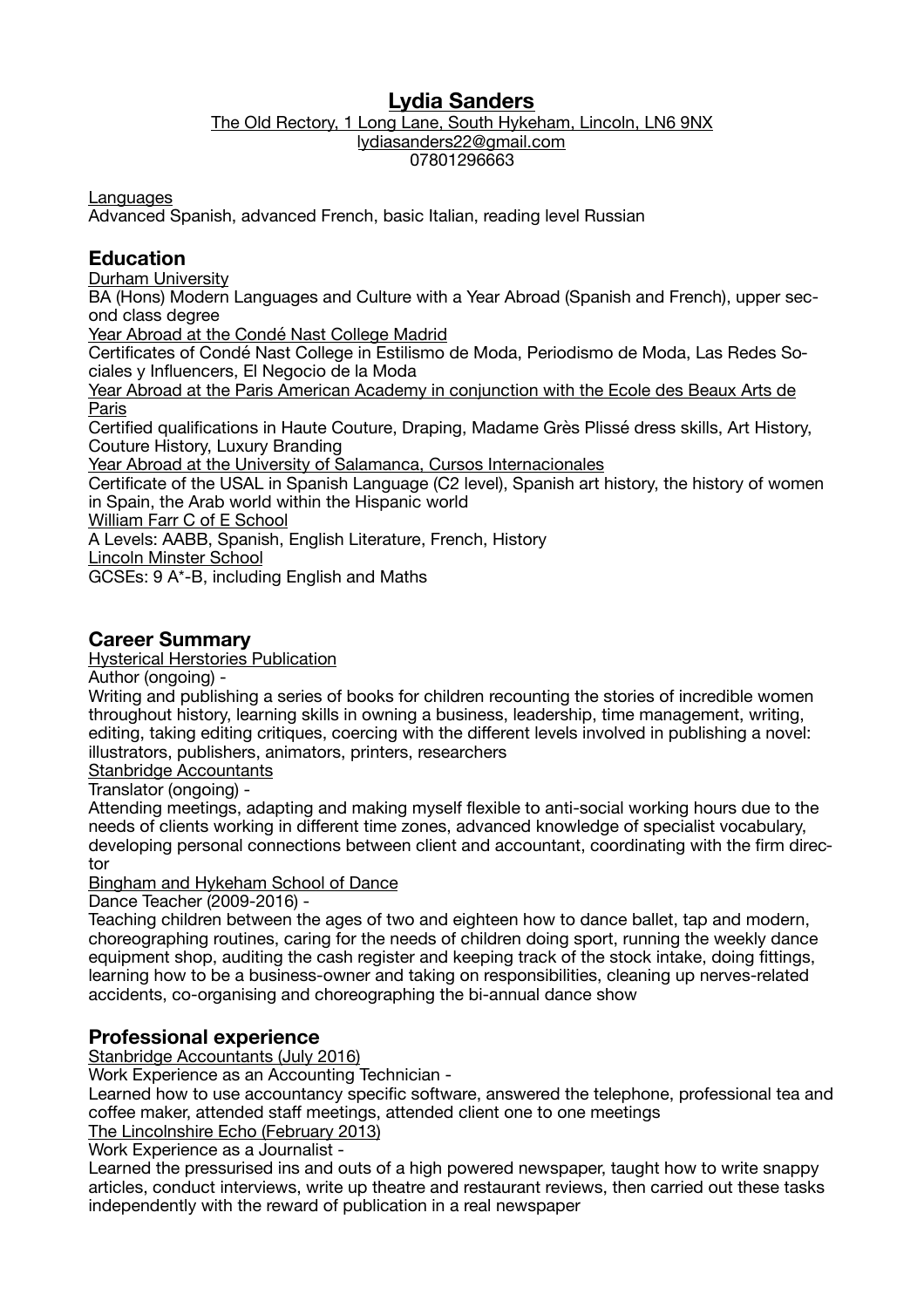# Lydia Sanders

The Old Rectory, 1 Long Lane, South Hykeham, Lincoln, LN6 9NX
lydiasanders22@gmail.com
07801296663

Languages
Advanced Spanish, advanced French, basic Italian, reading level Russian

## Education

Durham University
BA (Hons) Modern Languages and Culture with a Year Abroad (Spanish and French), upper second class degree
Year Abroad at the Condé Nast College Madrid
Certificates of Condé Nast College in Estilismo de Moda, Periodismo de Moda, Las Redes Sociales y Influencers, El Negocio de la Moda
Year Abroad at the Paris American Academy in conjunction with the Ecole des Beaux Arts de Paris
Certified qualifications in Haute Couture, Draping, Madame Grès Plissé dress skills, Art History, Couture History, Luxury Branding
Year Abroad at the University of Salamanca, Cursos Internacionales
Certificate of the USAL in Spanish Language (C2 level), Spanish art history, the history of women in Spain, the Arab world within the Hispanic world
William Farr C of E School
A Levels: AABB, Spanish, English Literature, French, History
Lincoln Minster School
GCSEs: 9 A*-B, including English and Maths

## Career Summary

Hysterical Herstories Publication
Author (ongoing) -
Writing and publishing a series of books for children recounting the stories of incredible women throughout history, learning skills in owning a business, leadership, time management, writing, editing, taking editing critiques, coercing with the different levels involved in publishing a novel: illustrators, publishers, animators, printers, researchers
Stanbridge Accountants
Translator (ongoing) -
Attending meetings, adapting and making myself flexible to anti-social working hours due to the needs of clients working in different time zones, advanced knowledge of specialist vocabulary, developing personal connections between client and accountant, coordinating with the firm director
Bingham and Hykeham School of Dance
Dance Teacher (2009-2016) -
Teaching children between the ages of two and eighteen how to dance ballet, tap and modern, choreographing routines, caring for the needs of children doing sport, running the weekly dance equipment shop, auditing the cash register and keeping track of the stock intake, doing fittings, learning how to be a business-owner and taking on responsibilities, cleaning up nerves-related accidents, co-organising and choreographing the bi-annual dance show

## Professional experience

Stanbridge Accountants (July 2016)
Work Experience as an Accounting Technician -
Learned how to use accountancy specific software, answered the telephone, professional tea and coffee maker, attended staff meetings, attended client one to one meetings
The Lincolnshire Echo (February 2013)
Work Experience as a Journalist -
Learned the pressurised ins and outs of a high powered newspaper, taught how to write snappy articles, conduct interviews, write up theatre and restaurant reviews, then carried out these tasks independently with the reward of publication in a real newspaper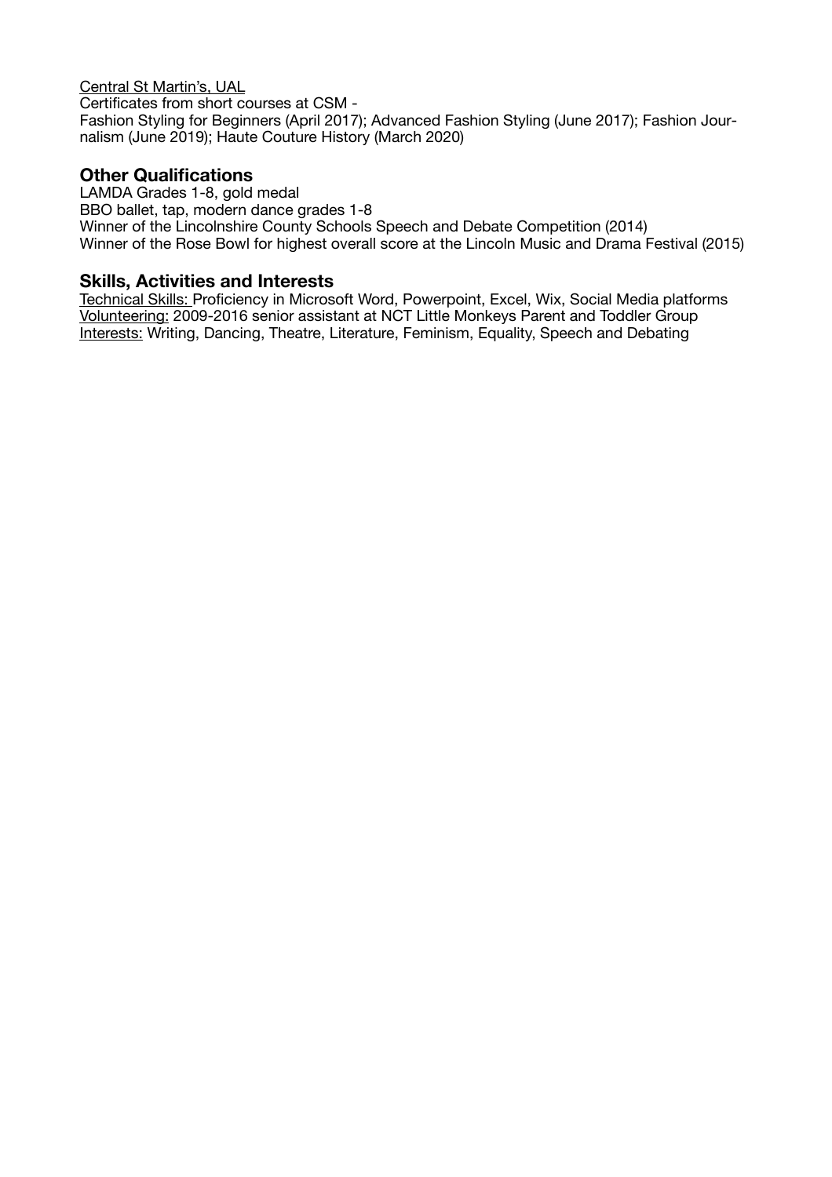Central St Martin's, UAL
Certificates from short courses at CSM -
Fashion Styling for Beginners (April 2017); Advanced Fashion Styling (June 2017); Fashion Journalism (June 2019); Haute Couture History (March 2020)

## Other Qualifications

LAMDA Grades 1-8, gold medal
BBO ballet, tap, modern dance grades 1-8
Winner of the Lincolnshire County Schools Speech and Debate Competition (2014)
Winner of the Rose Bowl for highest overall score at the Lincoln Music and Drama Festival (2015)

## Skills, Activities and Interests

Technical Skills: Proficiency in Microsoft Word, Powerpoint, Excel, Wix, Social Media platforms
Volunteering: 2009-2016 senior assistant at NCT Little Monkeys Parent and Toddler Group
Interests: Writing, Dancing, Theatre, Literature, Feminism, Equality, Speech and Debating